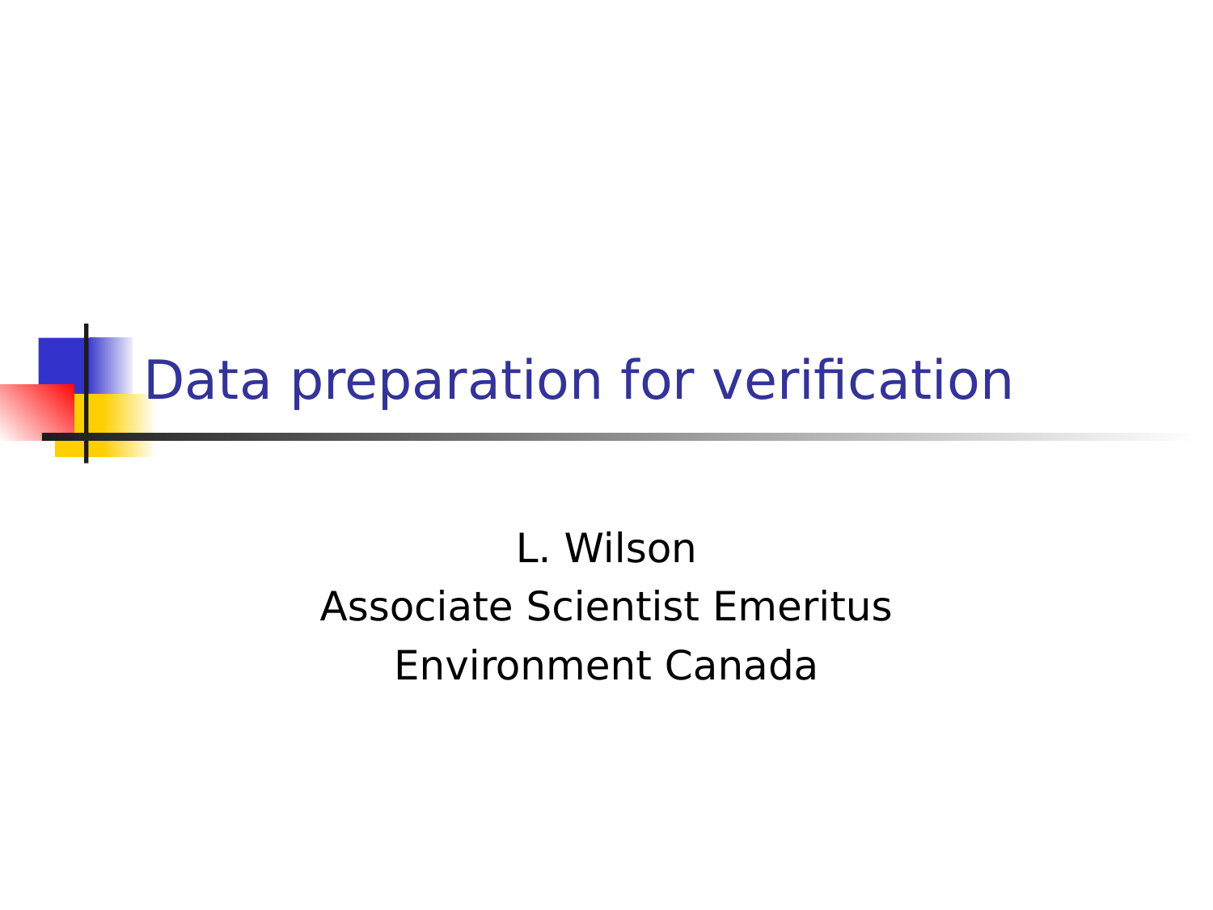# Data preparation for verification

L. Wilson

Associate Scientist Emeritus

Environment Canada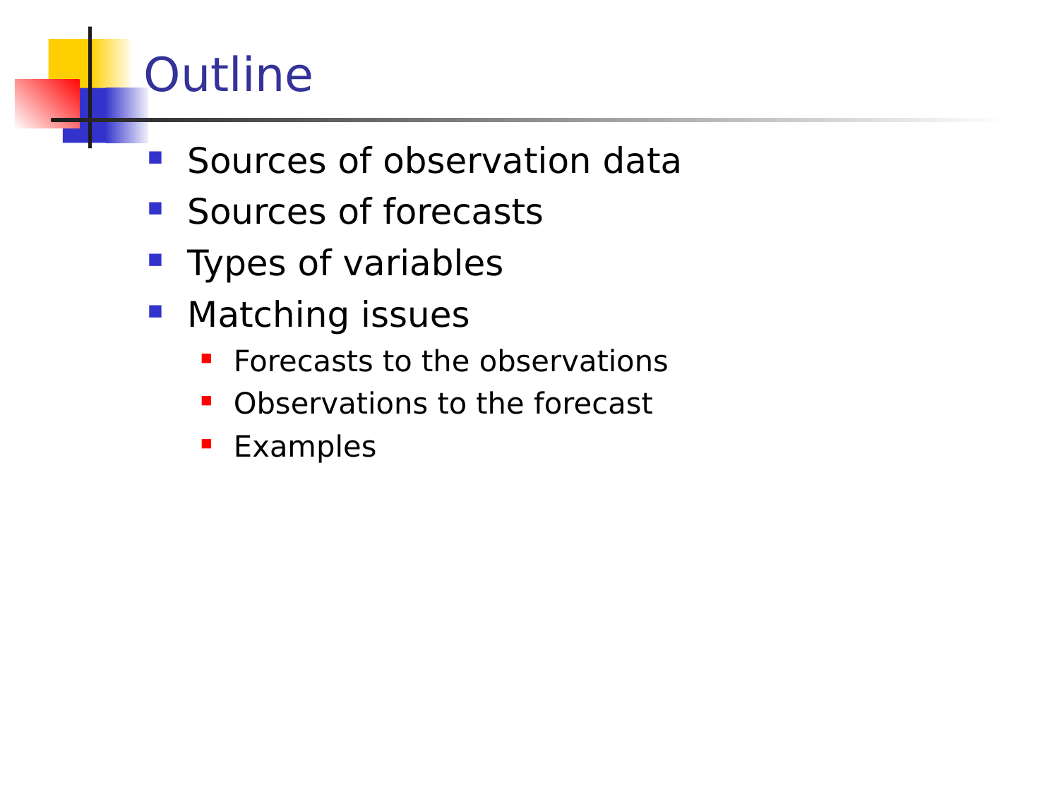# Outline

- Sources of observation data
- Sources of forecasts
- Types of variables
- Matching issues
  - Forecasts to the observations
  - Observations to the forecast
  - Examples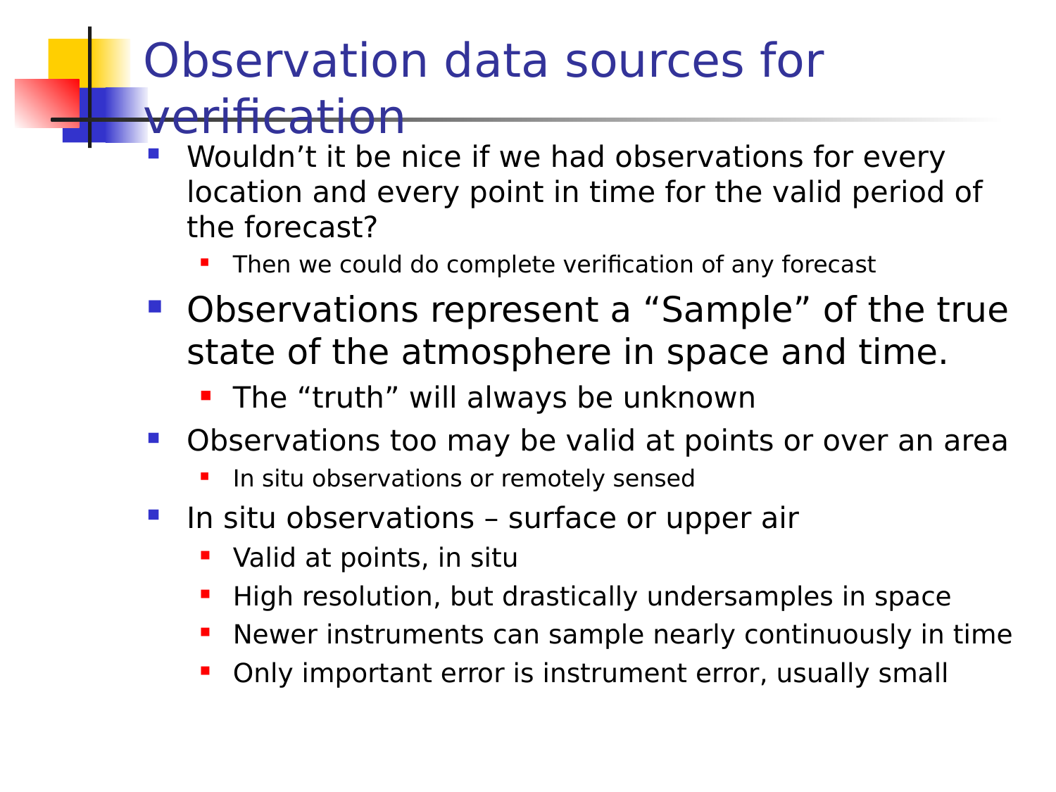# Observation data sources for verification

- Wouldn't it be nice if we had observations for every location and every point in time for the valid period of the forecast?
  - Then we could do complete verification of any forecast
- Observations represent a "Sample" of the true state of the atmosphere in space and time.
  - The "truth" will always be unknown
- Observations too may be valid at points or over an area
  - In situ observations or remotely sensed
- In situ observations – surface or upper air
  - Valid at points, in situ
  - High resolution, but drastically undersamples in space
  - Newer instruments can sample nearly continuously in time
  - Only important error is instrument error, usually small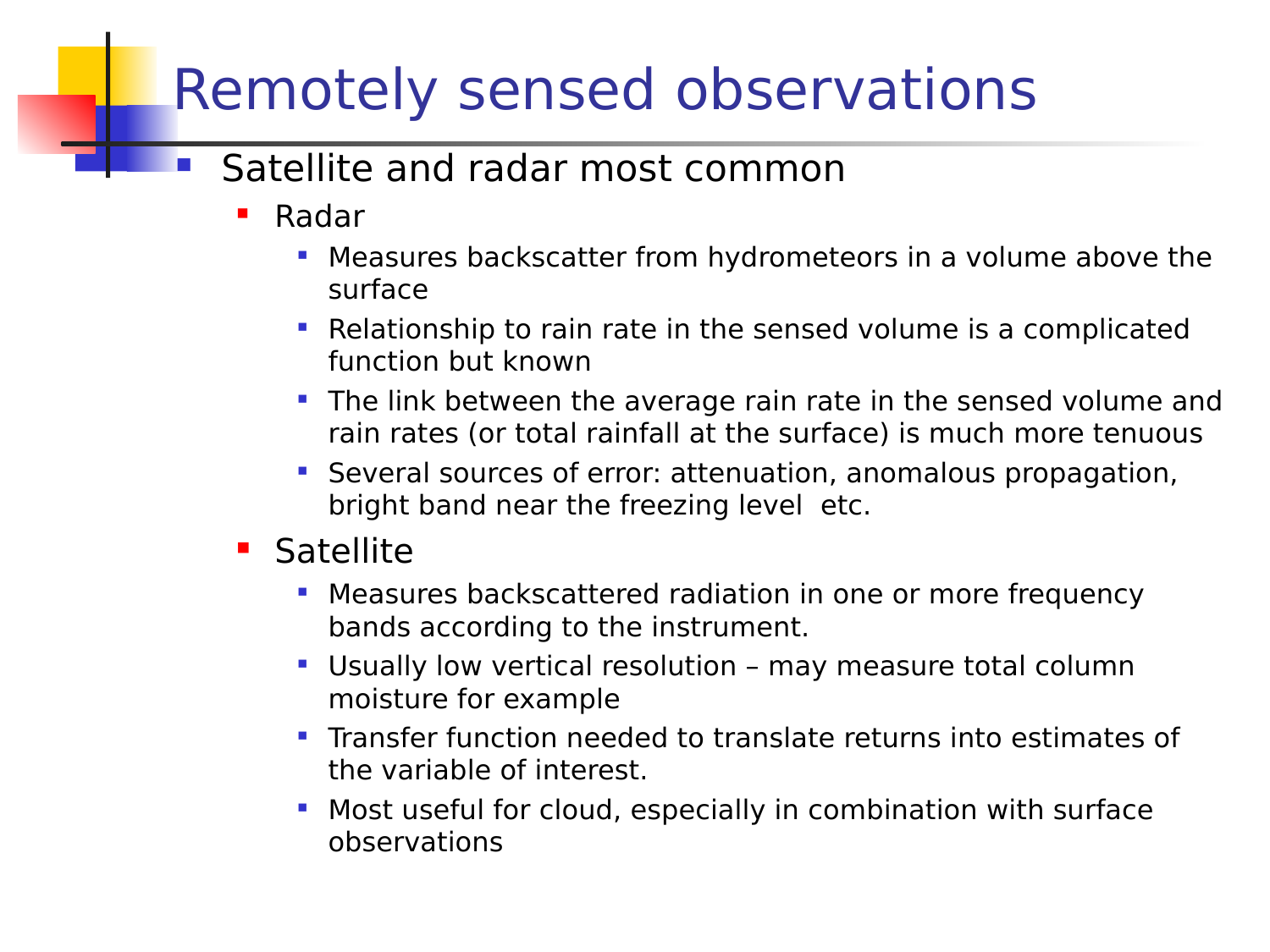# Remotely sensed observations

- Satellite and radar most common
  - Radar
    - Measures backscatter from hydrometeors in a volume above the surface
    - Relationship to rain rate in the sensed volume is a complicated function but known
    - The link between the average rain rate in the sensed volume and rain rates (or total rainfall at the surface) is much more tenuous
    - Several sources of error: attenuation, anomalous propagation, bright band near the freezing level etc.
  - Satellite
    - Measures backscattered radiation in one or more frequency bands according to the instrument.
    - Usually low vertical resolution – may measure total column moisture for example
    - Transfer function needed to translate returns into estimates of the variable of interest.
    - Most useful for cloud, especially in combination with surface observations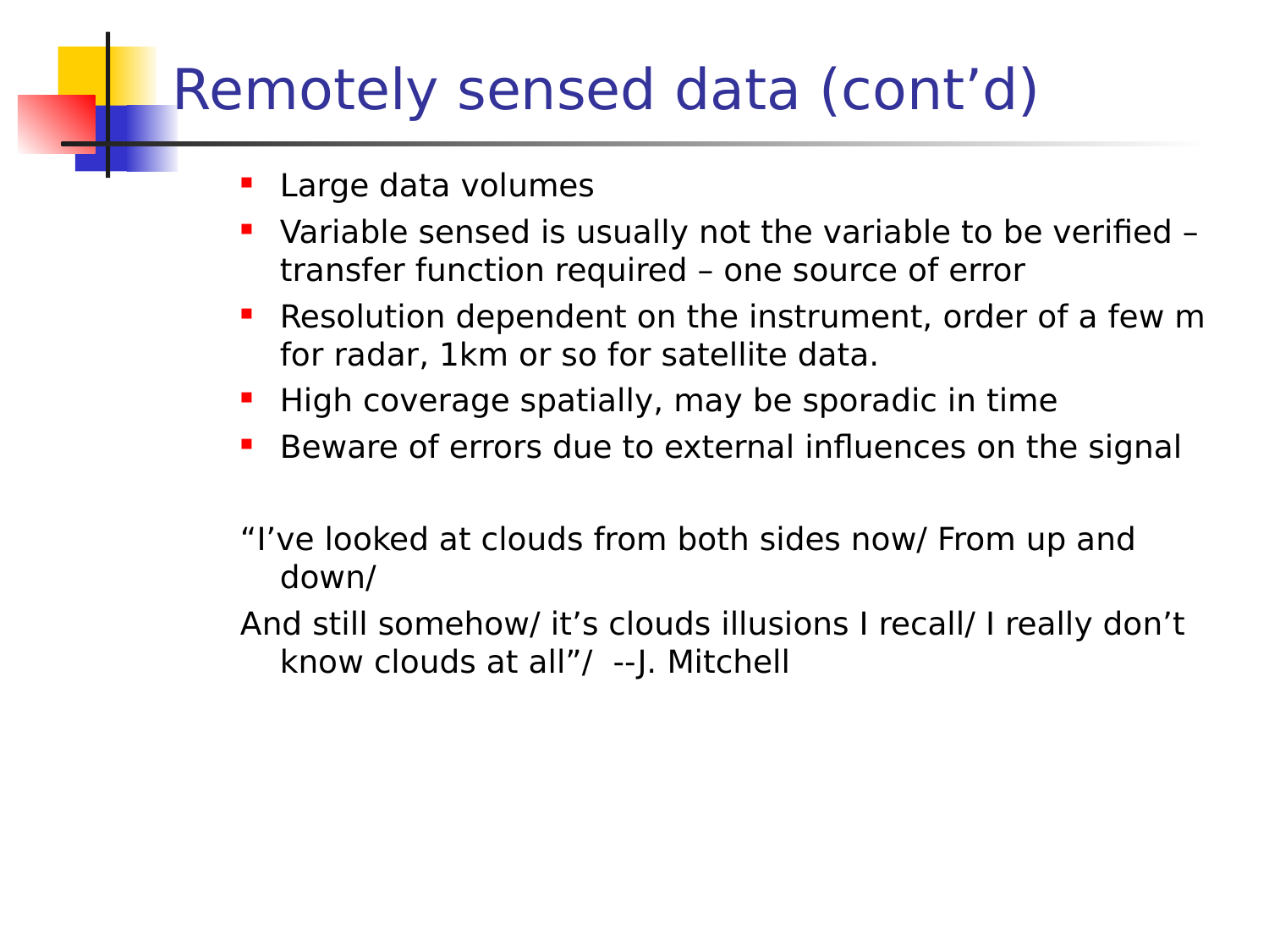# Remotely sensed data (cont'd)

- Large data volumes
- Variable sensed is usually not the variable to be verified – transfer function required – one source of error
- Resolution dependent on the instrument, order of a few m for radar, 1km or so for satellite data.
- High coverage spatially, may be sporadic in time
- Beware of errors due to external influences on the signal

"I've looked at clouds from both sides now/ From up and down/

And still somehow/ it's clouds illusions I recall/ I really don't know clouds at all"/ --J. Mitchell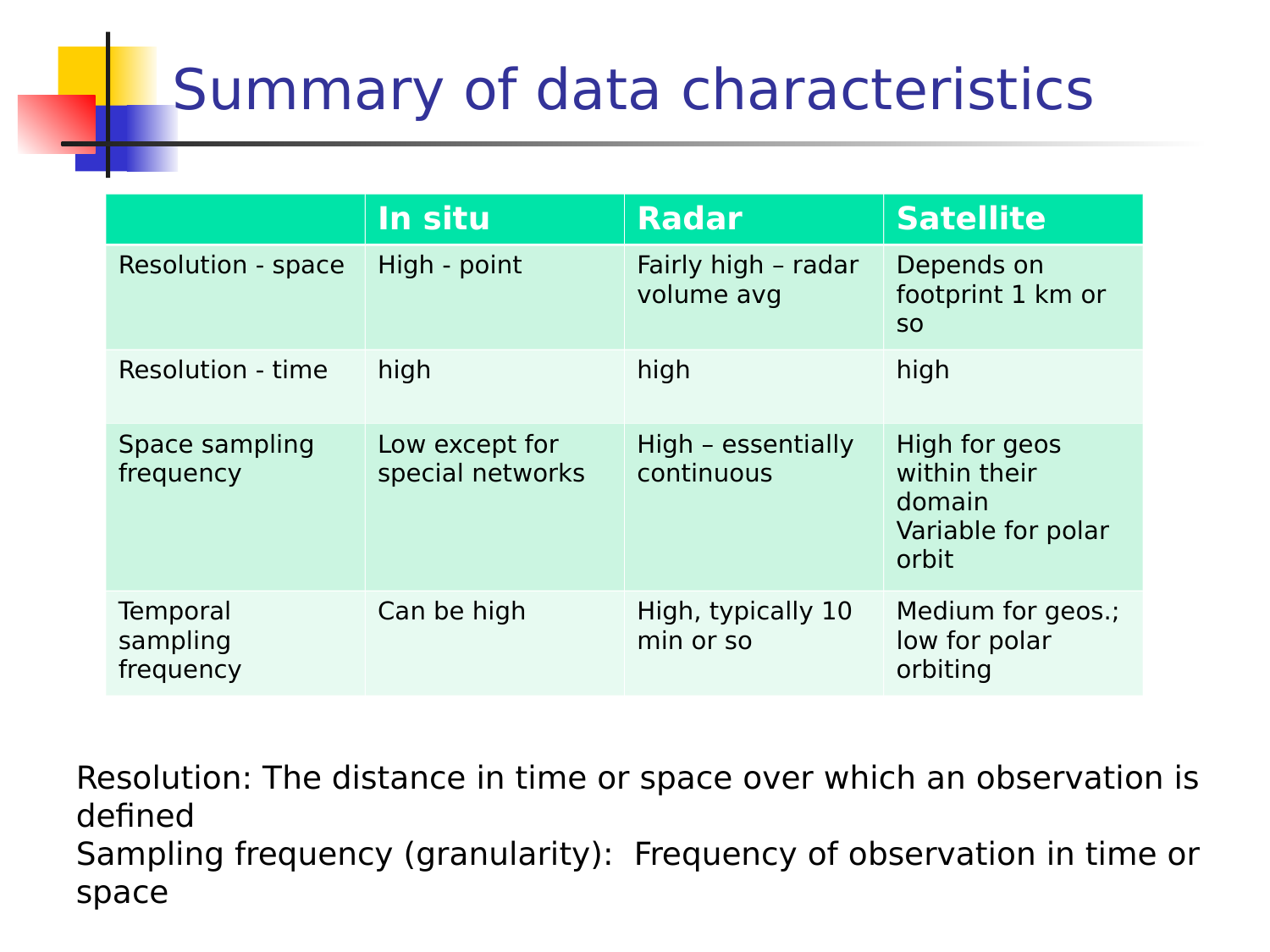# Summary of data characteristics

| | In situ | Radar | Satellite |
|---|---|---|---|
| Resolution - space | High - point | Fairly high – radar volume avg | Depends on footprint 1 km or so |
| Resolution - time | high | high | high |
| Space sampling frequency | Low except for special networks | High – essentially continuous | High for geos within their domain<br>Variable for polar orbit |
| Temporal sampling frequency | Can be high | High, typically 10 min or so | Medium for geos.; low for polar orbiting |

Resolution: The distance in time or space over which an observation is defined

Sampling frequency (granularity): Frequency of observation in time or space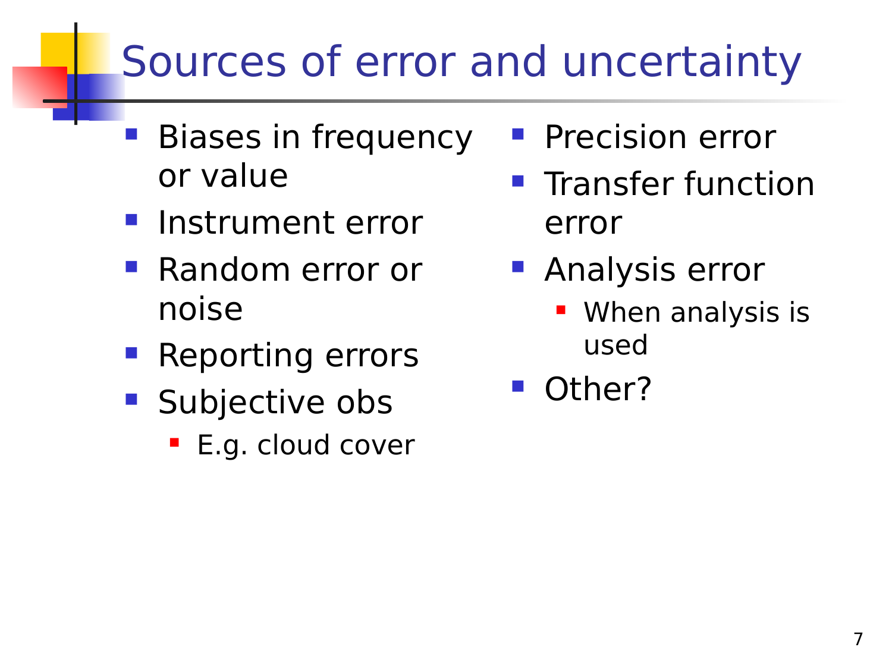# Sources of error and uncertainty

- Biases in frequency or value
- Instrument error
- Random error or noise
- Reporting errors
- Subjective obs
  - E.g. cloud cover
- Precision error
- Transfer function error
- Analysis error
  - When analysis is used
- Other?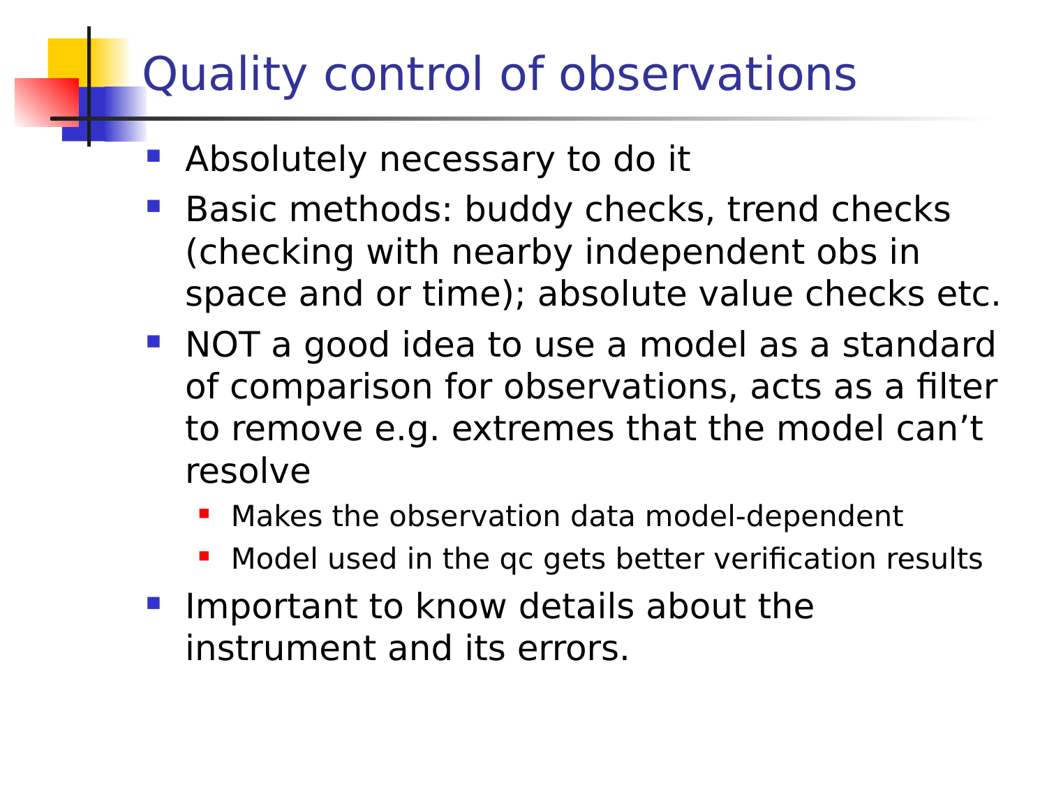# Quality control of observations

- Absolutely necessary to do it
- Basic methods: buddy checks, trend checks (checking with nearby independent obs in space and or time); absolute value checks etc.
- NOT a good idea to use a model as a standard of comparison for observations, acts as a filter to remove e.g. extremes that the model can't resolve
  - Makes the observation data model-dependent
  - Model used in the qc gets better verification results
- Important to know details about the instrument and its errors.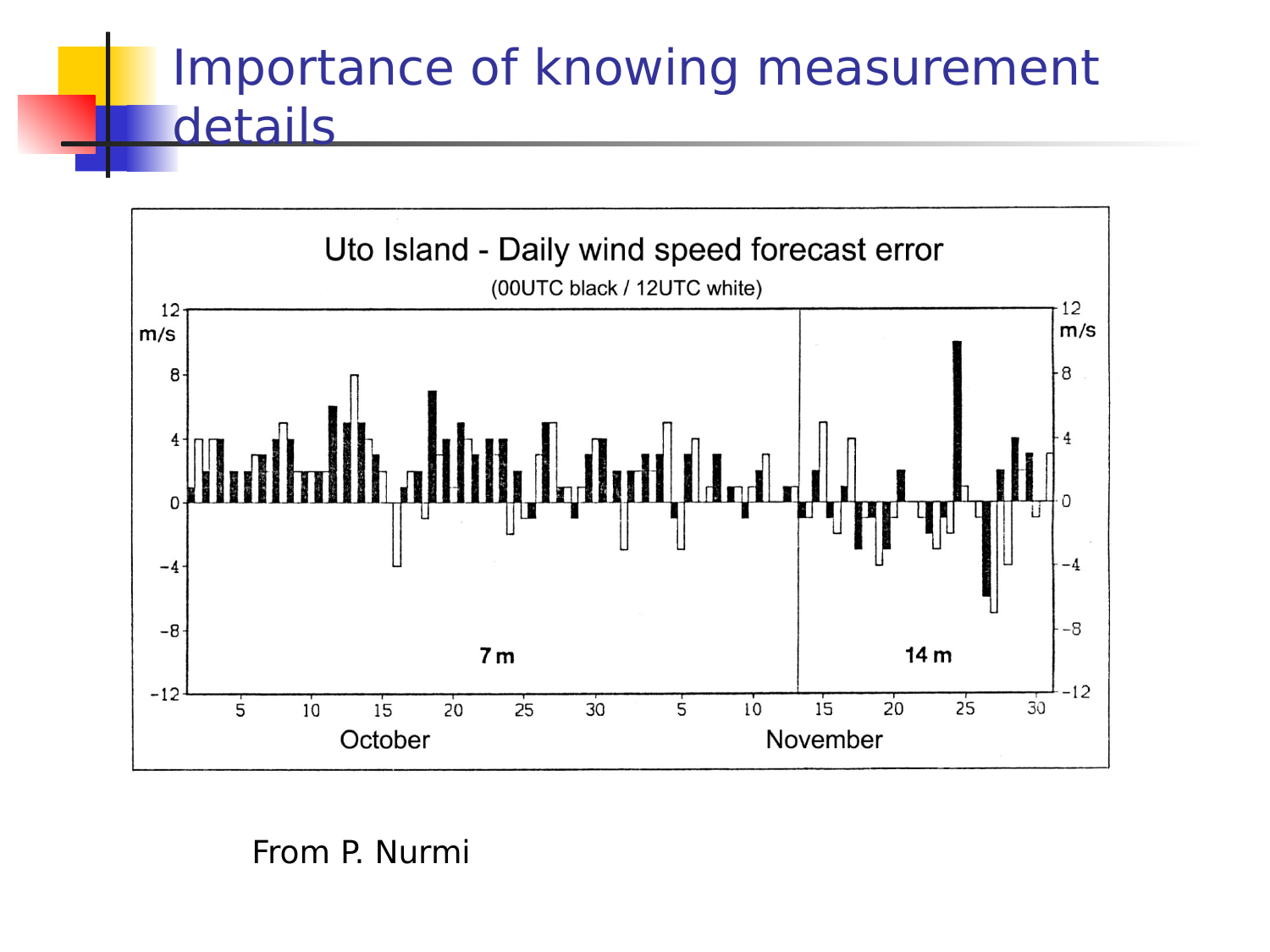# Importance of knowing measurement details

Uto Island - Daily wind speed forecast error

(00UTC black / 12UTC white)

From P. Nurmi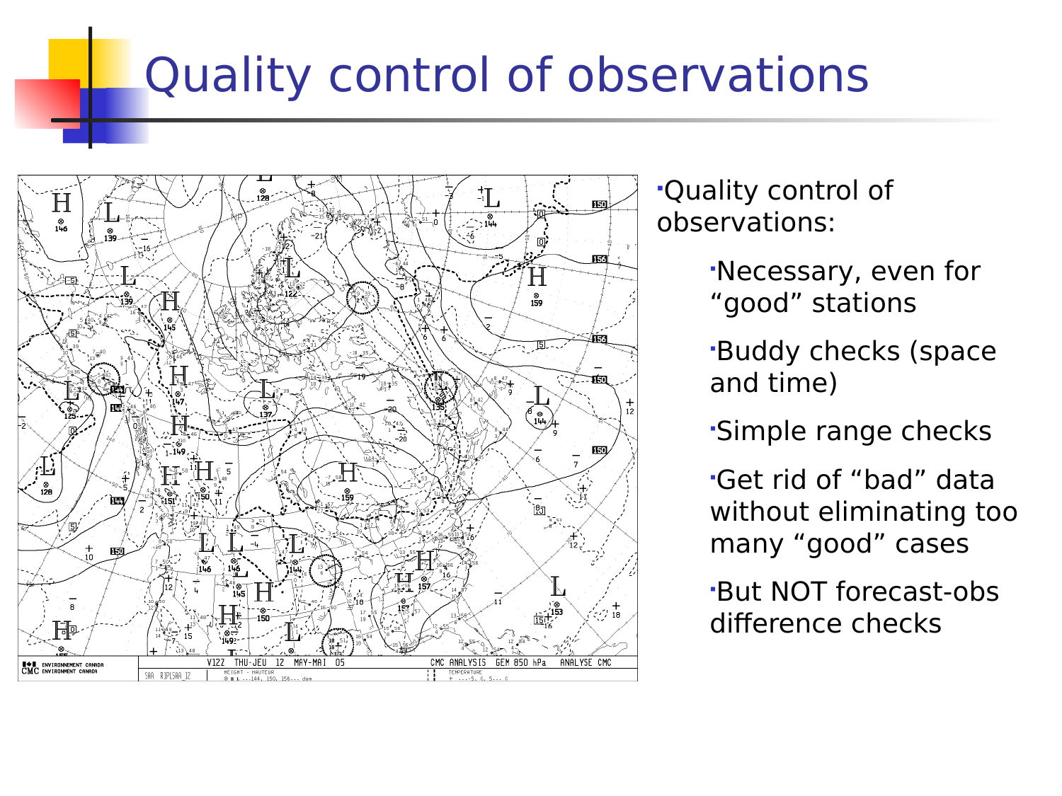# Quality control of observations

- Quality control of observations:
  - Necessary, even for “good” stations
  - Buddy checks (space and time)
  - Simple range checks
  - Get rid of “bad” data without eliminating too many “good” cases
  - But NOT forecast-obs difference checks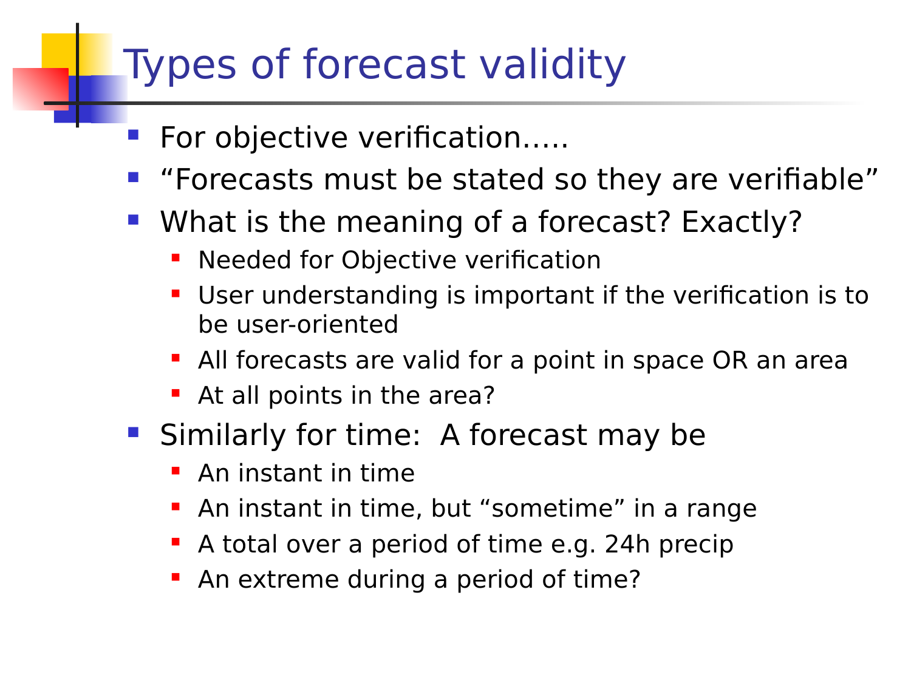# Types of forecast validity

- For objective verification…..
- "Forecasts must be stated so they are verifiable"
- What is the meaning of a forecast? Exactly?
  - Needed for Objective verification
  - User understanding is important if the verification is to be user-oriented
  - All forecasts are valid for a point in space OR an area
  - At all points in the area?
- Similarly for time:  A forecast may be
  - An instant in time
  - An instant in time, but "sometime" in a range
  - A total over a period of time e.g. 24h precip
  - An extreme during a period of time?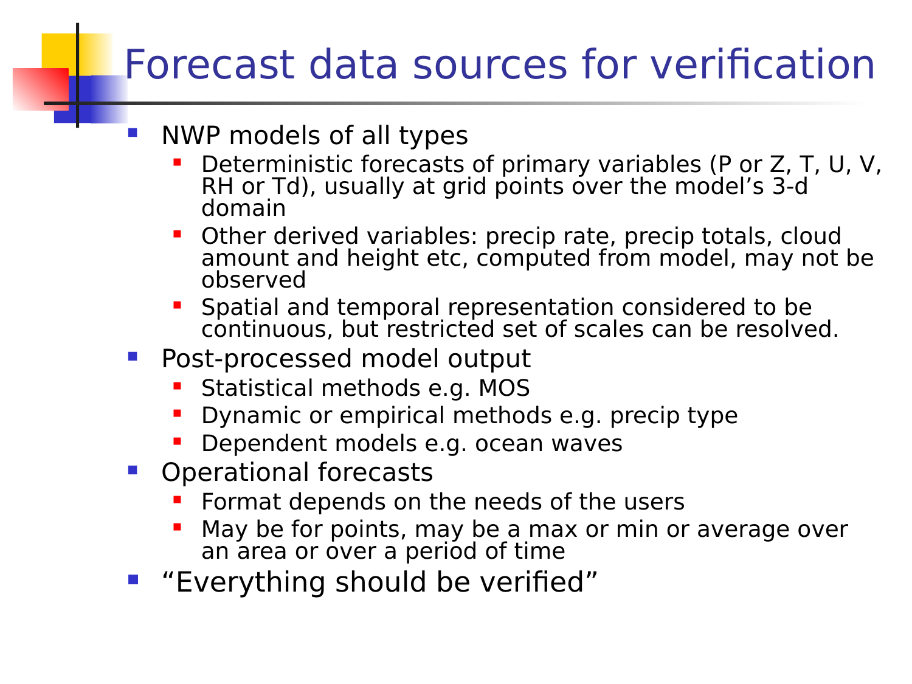# Forecast data sources for verification

- NWP models of all types
  - Deterministic forecasts of primary variables (P or Z, T, U, V, RH or Td), usually at grid points over the model's 3-d domain
  - Other derived variables: precip rate, precip totals, cloud amount and height etc, computed from model, may not be observed
  - Spatial and temporal representation considered to be continuous, but restricted set of scales can be resolved.
- Post-processed model output
  - Statistical methods e.g. MOS
  - Dynamic or empirical methods e.g. precip type
  - Dependent models e.g. ocean waves
- Operational forecasts
  - Format depends on the needs of the users
  - May be for points, may be a max or min or average over an area or over a period of time
- "Everything should be verified"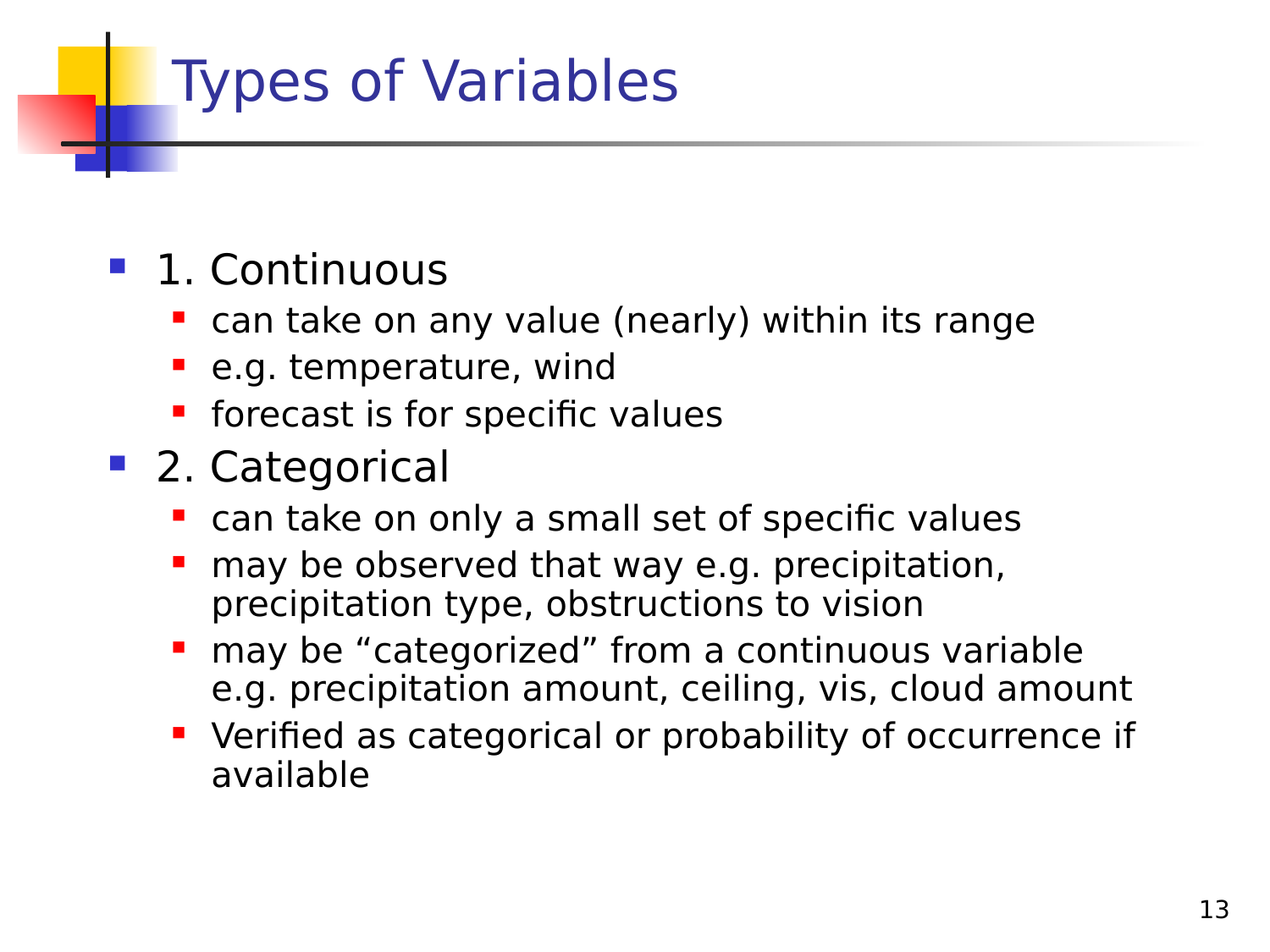# Types of Variables

- 1. Continuous
  - can take on any value (nearly) within its range
  - e.g. temperature, wind
  - forecast is for specific values
- 2. Categorical
  - can take on only a small set of specific values
  - may be observed that way e.g. precipitation, precipitation type, obstructions to vision
  - may be "categorized" from a continuous variable e.g. precipitation amount, ceiling, vis, cloud amount
  - Verified as categorical or probability of occurrence if available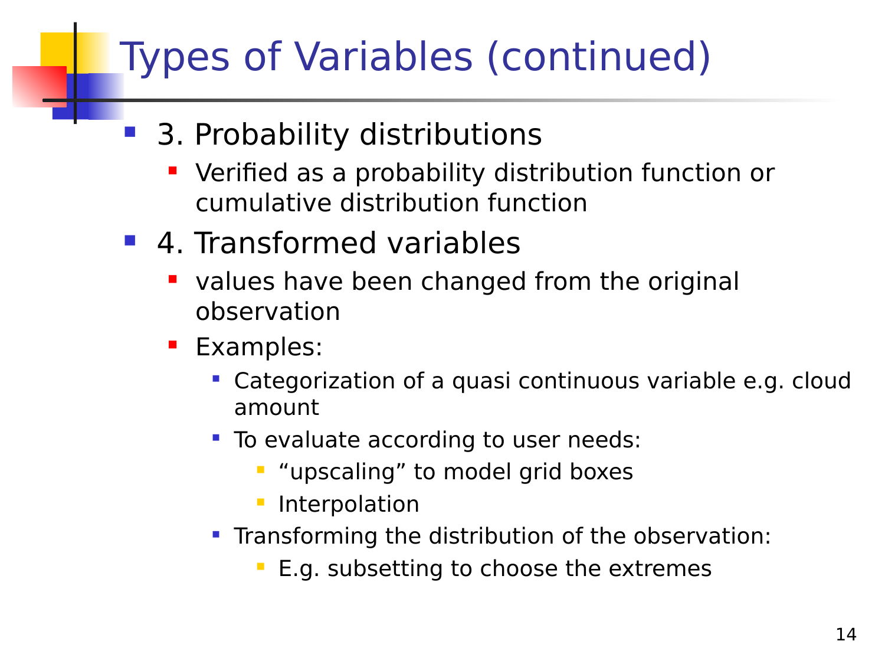# Types of Variables (continued)

- 3. Probability distributions
  - Verified as a probability distribution function or cumulative distribution function
- 4. Transformed variables
  - values have been changed from the original observation
  - Examples:
    - Categorization of a quasi continuous variable e.g. cloud amount
    - To evaluate according to user needs:
      - “upscaling” to model grid boxes
      - Interpolation
    - Transforming the distribution of the observation:
      - E.g. subsetting to choose the extremes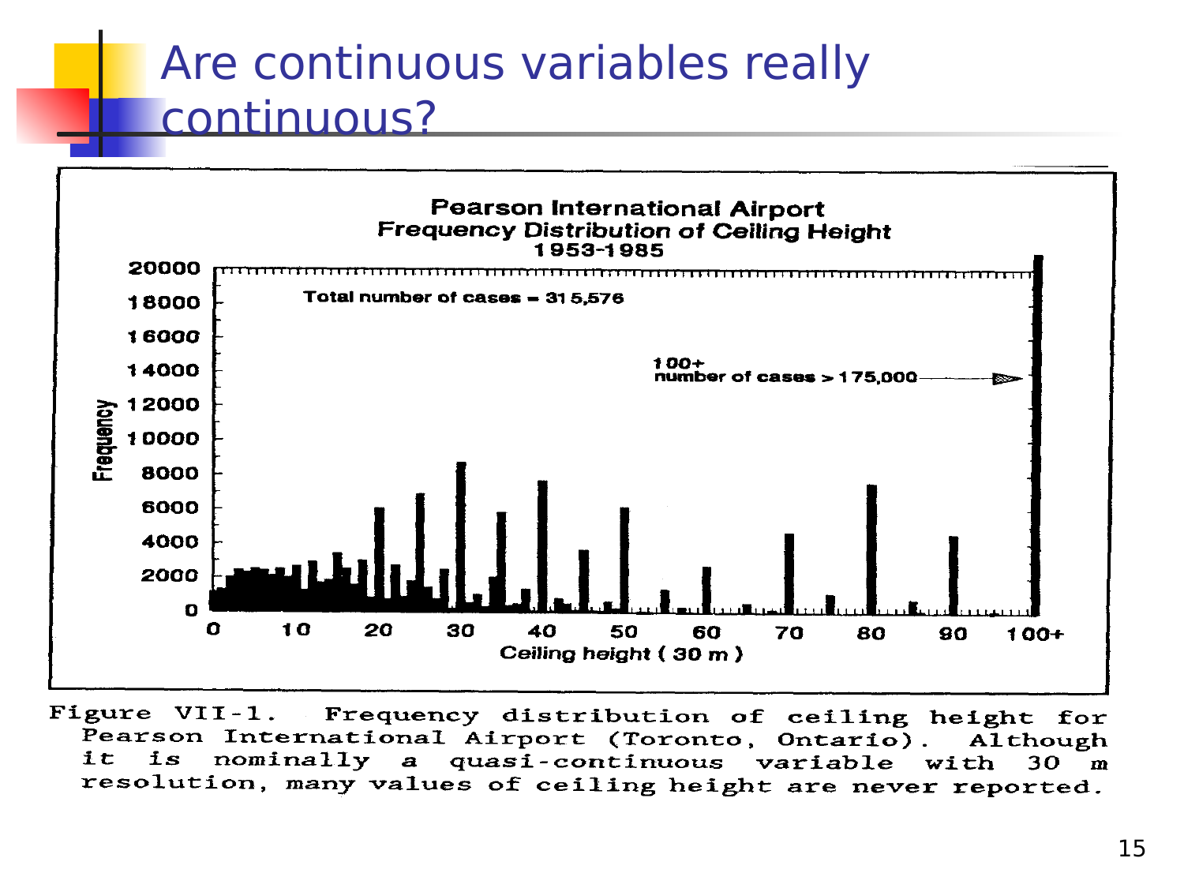# Are continuous variables really continuous?

Pearson International Airport
Frequency Distribution of Ceiling Height
1953-1985

Total number of cases = 315,576

100+ number of cases > 175,000

Figure VII-1. Frequency distribution of ceiling height for Pearson International Airport (Toronto, Ontario). Although it is nominally a quasi-continuous variable with 30 m resolution, many values of ceiling height are never reported.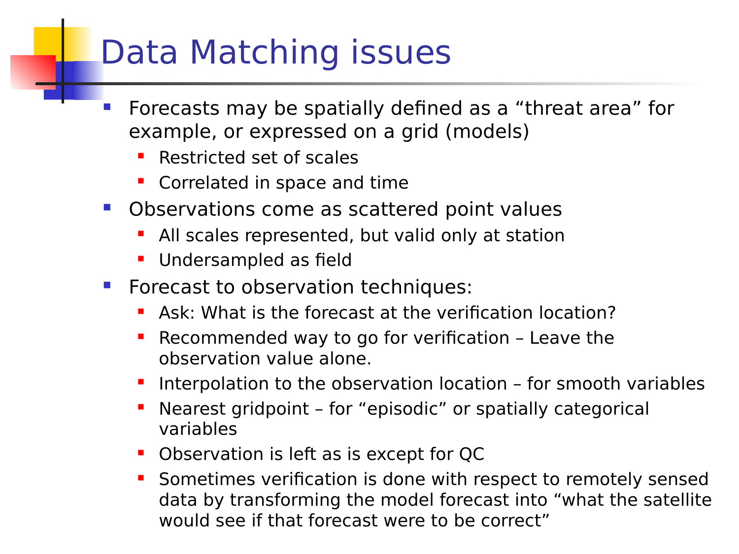# Data Matching issues

- Forecasts may be spatially defined as a “threat area” for example, or expressed on a grid (models)
  - Restricted set of scales
  - Correlated in space and time
- Observations come as scattered point values
  - All scales represented, but valid only at station
  - Undersampled as field
- Forecast to observation techniques:
  - Ask: What is the forecast at the verification location?
  - Recommended way to go for verification – Leave the observation value alone.
  - Interpolation to the observation location – for smooth variables
  - Nearest gridpoint – for “episodic” or spatially categorical variables
  - Observation is left as is except for QC
  - Sometimes verification is done with respect to remotely sensed data by transforming the model forecast into “what the satellite would see if that forecast were to be correct”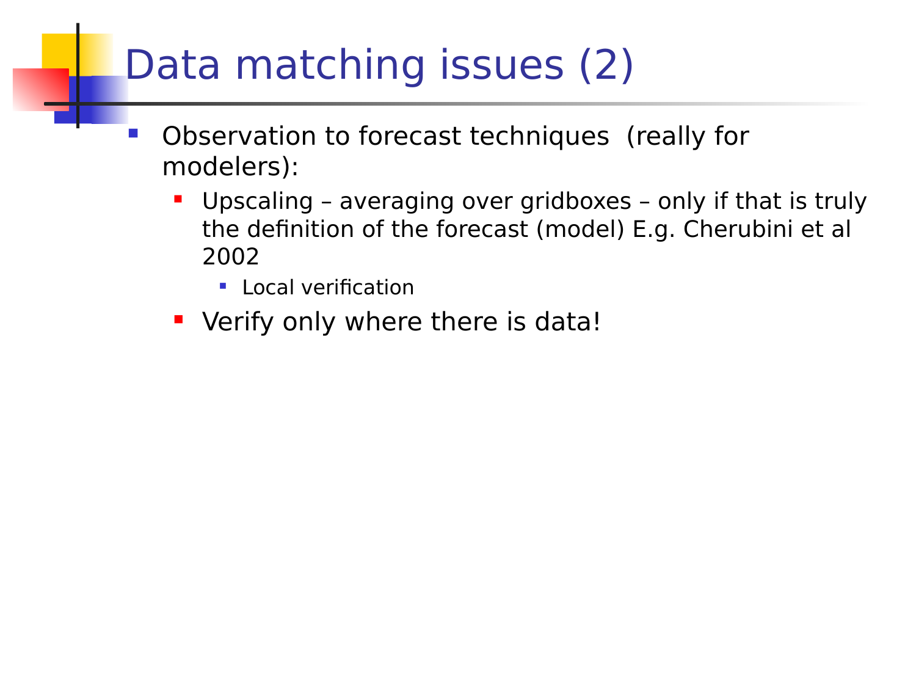# Data matching issues (2)

- Observation to forecast techniques (really for modelers):
  - Upscaling – averaging over gridboxes – only if that is truly the definition of the forecast (model) E.g. Cherubini et al 2002
    - Local verification
  - Verify only where there is data!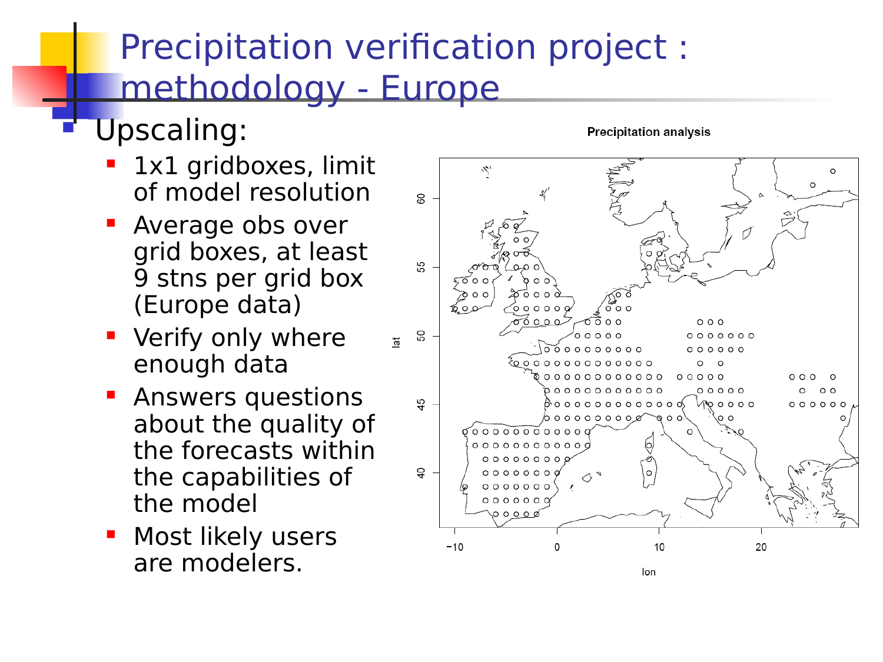# Precipitation verification project : methodology - Europe

- Upscaling:
  - 1x1 gridboxes, limit of model resolution
  - Average obs over grid boxes, at least 9 stns per grid box (Europe data)
  - Verify only where enough data
  - Answers questions about the quality of the forecasts within the capabilities of the model
  - Most likely users are modelers.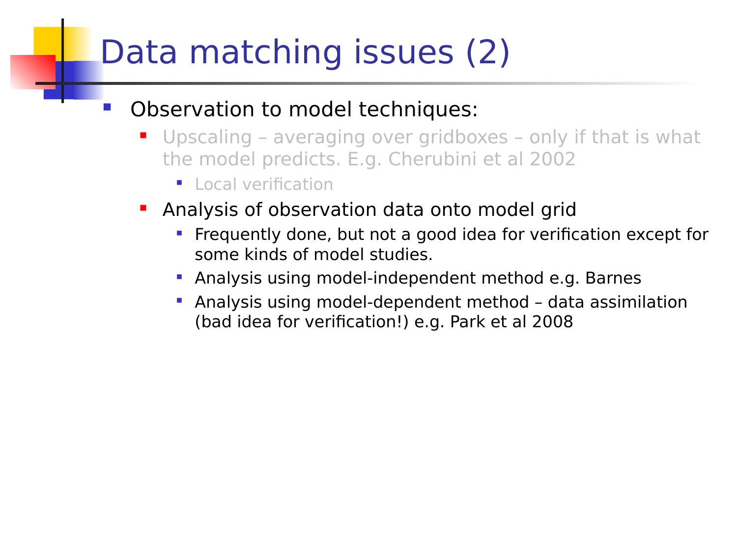# Data matching issues (2)

- Observation to model techniques:
  - Upscaling – averaging over gridboxes – only if that is what the model predicts. E.g. Cherubini et al 2002
    - Local verification
  - Analysis of observation data onto model grid
    - Frequently done, but not a good idea for verification except for some kinds of model studies.
    - Analysis using model-independent method e.g. Barnes
    - Analysis using model-dependent method – data assimilation (bad idea for verification!) e.g. Park et al 2008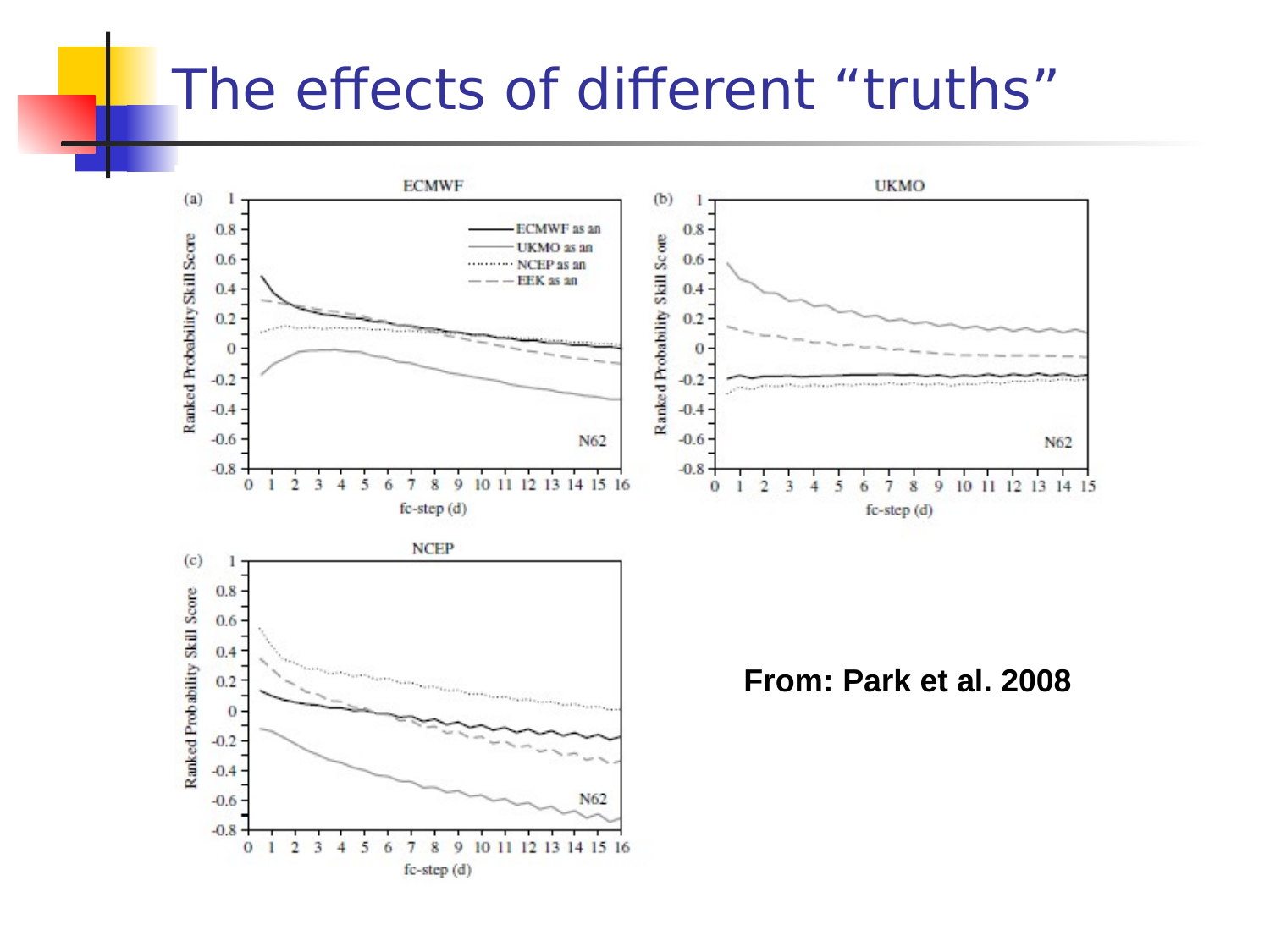# The effects of different "truths"

From: Park et al. 2008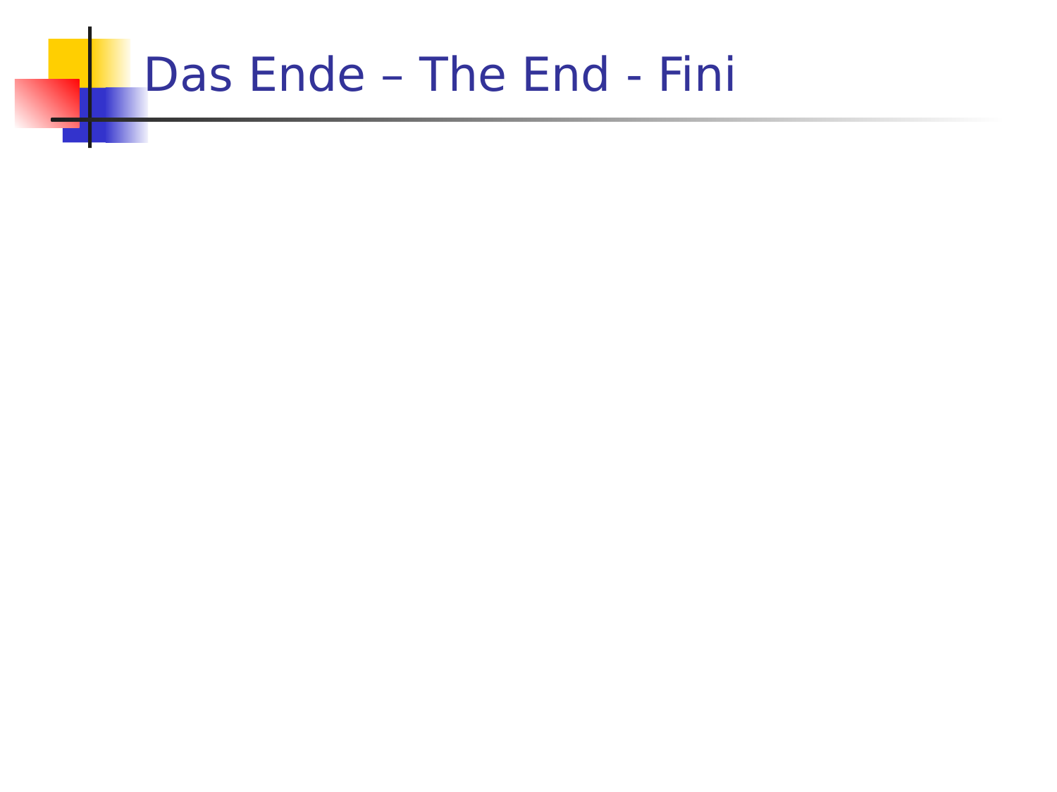# Das Ende – The End - Fini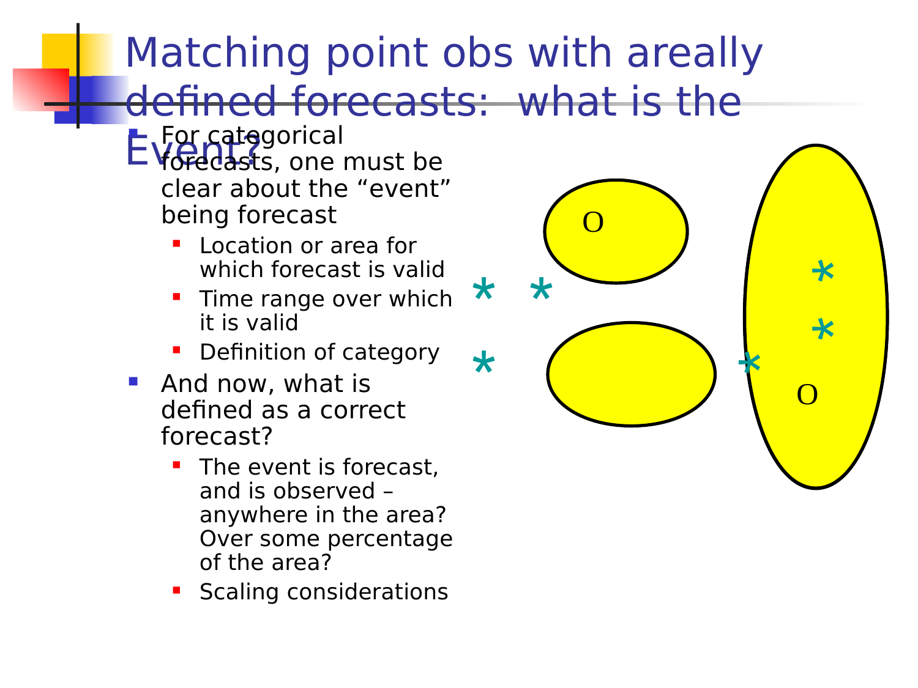# Matching point obs with areally defined forecasts: what is the Event?

- For categorical forecasts, one must be clear about the "event" being forecast
  - Location or area for which forecast is valid
  - Time range over which it is valid
  - Definition of category
- And now, what is defined as a correct forecast?
  - The event is forecast, and is observed – anywhere in the area? Over some percentage of the area?
  - Scaling considerations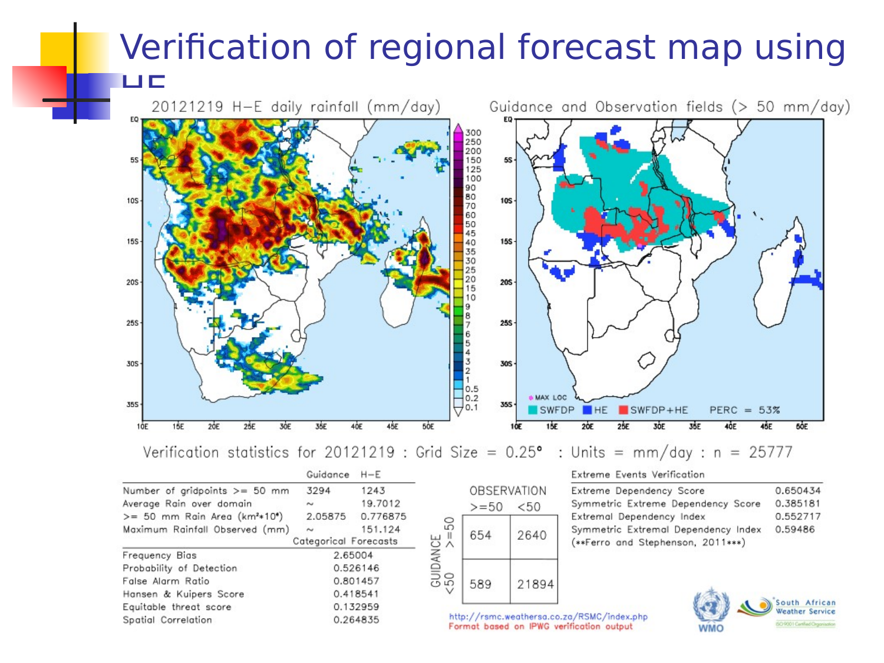# Verification of regional forecast map using HE

20121219 H–E daily rainfall (mm/day)

Guidance and Observation fields (> 50 mm/day)

MAX LOC | SWFDP | HE | SWFDP+HE | PERC = 53%

Verification statistics for 20121219 : Grid Size = 0.25° : Units = mm/day : n = 25777

| | Guidance | H–E |
|---|---|---|
| Number of gridpoints >= 50 mm | 3294 | 1243 |
| Average Rain over domain | ~ | 19.7012 |
| >= 50 mm Rain Area (km²*10⁶) | 2.05875 | 0.776875 |
| Maximum Rainfall Observed (mm) | ~ | 151.124 |

| Categorical Forecasts | |
|---|---|
| Frequency Bias | 2.65004 |
| Probability of Detection | 0.526146 |
| False Alarm Ratio | 0.801457 |
| Hansen & Kuipers Score | 0.418541 |
| Equitable threat score | 0.132959 |
| Spatial Correlation | 0.264835 |

| GUIDANCE \ OBSERVATION | >=50 | <50 |
|---|---|---|
| >=50 | 654 | 2640 |
| <50 | 589 | 21894 |

| Extreme Events Verification | |
|---|---|
| Extreme Dependency Score | 0.650434 |
| Symmetric Extreme Dependency Score | 0.385181 |
| Extremal Dependency Index | 0.552717 |
| Symmetric Extremal Dependency Index | 0.59486 |

(**Ferro and Stephenson, 2011***)

http://rsmc.weathersa.co.za/RSMC/index.php
Format based on IPWG verification output

WMO | South African Weather Service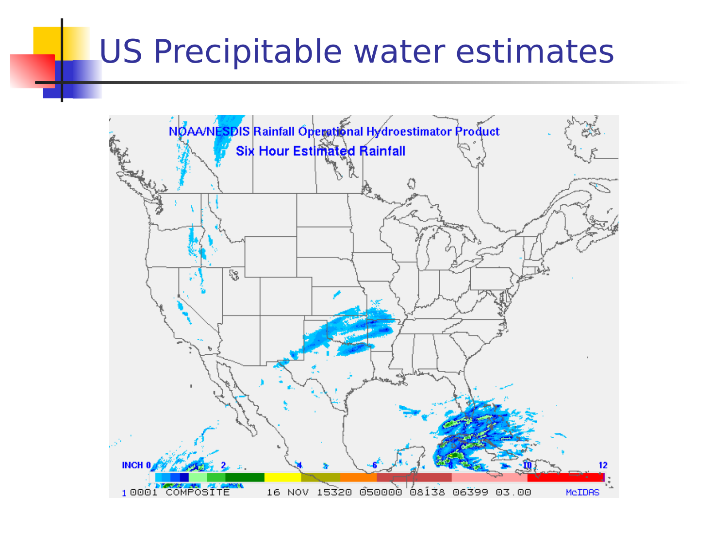# US Precipitable water estimates

NOAA/NESDIS Rainfall Operational Hydroestimator Product

Six Hour Estimated Rainfall

INCH 0 2 4 6 8 10 12

1 0001 COMPOSITE 16 NOV 15320 050000 08138 06399 03.00 McIDAS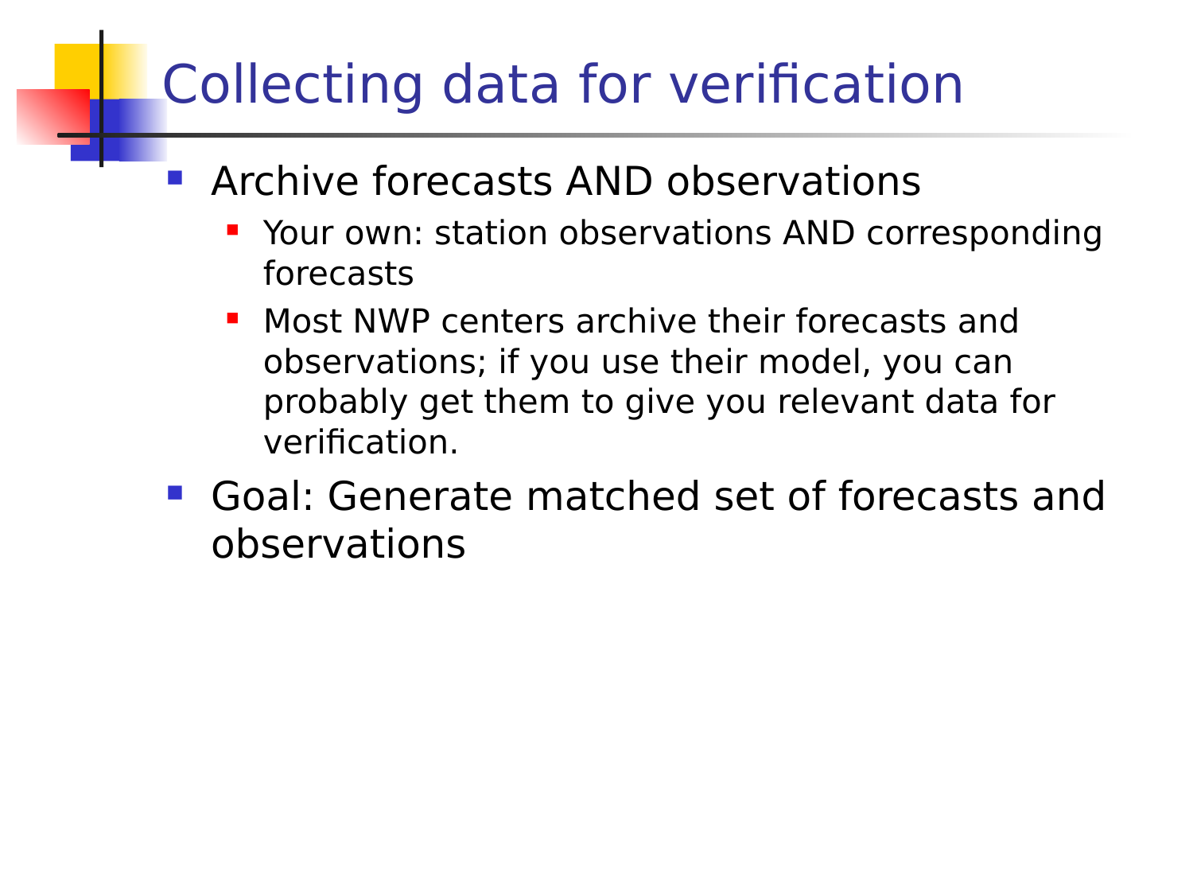# Collecting data for verification

- Archive forecasts AND observations
  - Your own: station observations AND corresponding forecasts
  - Most NWP centers archive their forecasts and observations; if you use their model, you can probably get them to give you relevant data for verification.
- Goal: Generate matched set of forecasts and observations